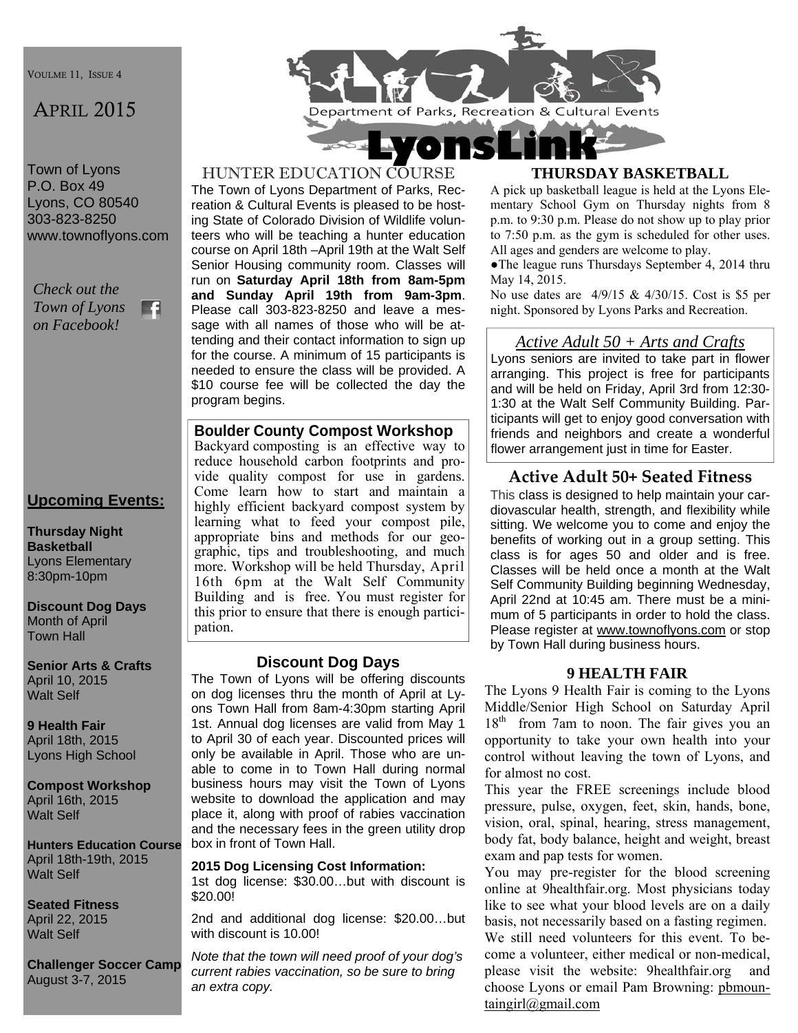VOULME 11, ISSUE 4

APRIL 2015

Town of Lyons
P.O. Box 49
Lyons, CO 80540
303-823-8250
www.townoflyons.com

*Check out the Town of Lyons on Facebook!*

## Upcoming Events:

**Thursday Night Basketball**
Lyons Elementary
8:30pm-10pm

**Discount Dog Days**
Month of April
Town Hall

**Senior Arts & Crafts**
April 10, 2015
Walt Self

**9 Health Fair**
April 18th, 2015
Lyons High School

**Compost Workshop**
April 16th, 2015
Walt Self

**Hunters Education Course**
April 18th-19th, 2015
Walt Self

**Seated Fitness**
April 22, 2015
Walt Self

**Challenger Soccer Camp**
August 3-7, 2015

# LyonsLink

Department of Parks, Recreation & Cultural Events

## HUNTER EDUCATION COURSE

The Town of Lyons Department of Parks, Recreation & Cultural Events is pleased to be hosting State of Colorado Division of Wildlife volunteers who will be teaching a hunter education course on April 18th –April 19th at the Walt Self Senior Housing community room. Classes will run on **Saturday April 18th from 8am-5pm and Sunday April 19th from 9am-3pm**. Please call 303-823-8250 and leave a message with all names of those who will be attending and their contact information to sign up for the course. A minimum of 15 participants is needed to ensure the class will be provided. A $10 course fee will be collected the day the program begins.

## Boulder County Compost Workshop

Backyard composting is an effective way to reduce household carbon footprints and provide quality compost for use in gardens. Come learn how to start and maintain a highly efficient backyard compost system by learning what to feed your compost pile, appropriate bins and methods for our geographic, tips and troubleshooting, and much more. Workshop will be held Thursday, April 16th 6pm at the Walt Self Community Building and is free. You must register for this prior to ensure that there is enough participation.

## Discount Dog Days

The Town of Lyons will be offering discounts on dog licenses thru the month of April at Lyons Town Hall from 8am-4:30pm starting April 1st. Annual dog licenses are valid from May 1 to April 30 of each year. Discounted prices will only be available in April. Those who are unable to come in to Town Hall during normal business hours may visit the Town of Lyons website to download the application and may place it, along with proof of rabies vaccination and the necessary fees in the green utility drop box in front of Town Hall.

**2015 Dog Licensing Cost Information:**

1st dog license: $30.00…but with discount is $20.00!

2nd and additional dog license: $20.00…but with discount is 10.00!

*Note that the town will need proof of your dog's current rabies vaccination, so be sure to bring an extra copy.*

## THURSDAY BASKETBALL

A pick up basketball league is held at the Lyons Elementary School Gym on Thursday nights from 8 p.m. to 9:30 p.m. Please do not show up to play prior to 7:50 p.m. as the gym is scheduled for other uses. All ages and genders are welcome to play.

●The league runs Thursdays September 4, 2014 thru May 14, 2015.

No use dates are 4/9/15 & 4/30/15. Cost is $5 per night. Sponsored by Lyons Parks and Recreation.

## *Active Adult 50 + Arts and Crafts*

Lyons seniors are invited to take part in flower arranging. This project is free for participants and will be held on Friday, April 3rd from 12:30-1:30 at the Walt Self Community Building. Participants will get to enjoy good conversation with friends and neighbors and create a wonderful flower arrangement just in time for Easter.

## Active Adult 50+ Seated Fitness

This class is designed to help maintain your cardiovascular health, strength, and flexibility while sitting. We welcome you to come and enjoy the benefits of working out in a group setting. This class is for ages 50 and older and is free. Classes will be held once a month at the Walt Self Community Building beginning Wednesday, April 22nd at 10:45 am. There must be a minimum of 5 participants in order to hold the class. Please register at www.townoflyons.com or stop by Town Hall during business hours.

## 9 HEALTH FAIR

The Lyons 9 Health Fair is coming to the Lyons Middle/Senior High School on Saturday April 18th from 7am to noon. The fair gives you an opportunity to take your own health into your control without leaving the town of Lyons, and for almost no cost.

This year the FREE screenings include blood pressure, pulse, oxygen, feet, skin, hands, bone, vision, oral, spinal, hearing, stress management, body fat, body balance, height and weight, breast exam and pap tests for women.

You may pre-register for the blood screening online at 9healthfair.org. Most physicians today like to see what your blood levels are on a daily basis, not necessarily based on a fasting regimen.

We still need volunteers for this event. To become a volunteer, either medical or non-medical, please visit the website: 9healthfair.org and choose Lyons or email Pam Browning: pbmountaingirl@gmail.com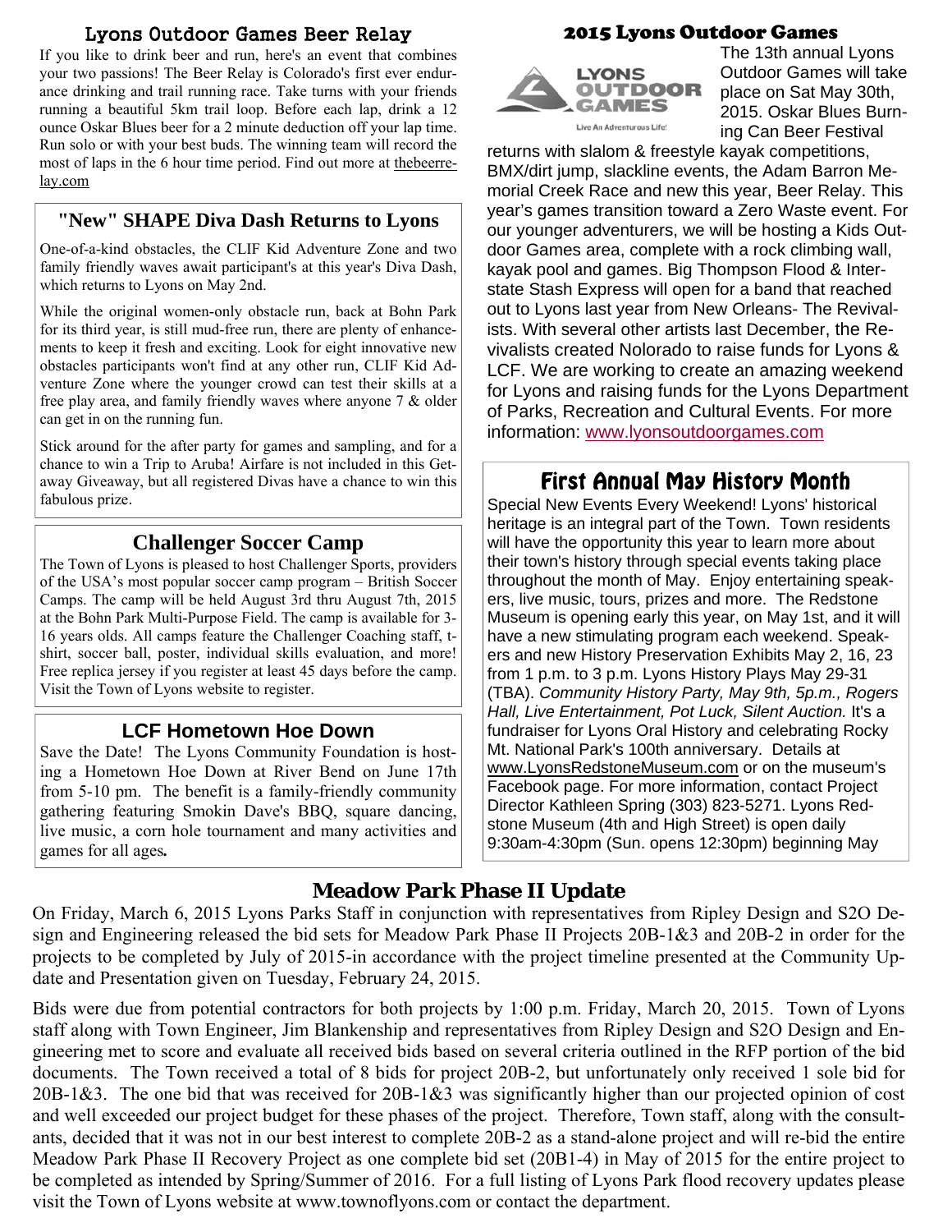## Lyons Outdoor Games Beer Relay

If you like to drink beer and run, here's an event that combines your two passions! The Beer Relay is Colorado's first ever endurance drinking and trail running race. Take turns with your friends running a beautiful 5km trail loop. Before each lap, drink a 12 ounce Oskar Blues beer for a 2 minute deduction off your lap time. Run solo or with your best buds. The winning team will record the most of laps in the 6 hour time period. Find out more at thebeerrelay.com

## "New" SHAPE Diva Dash Returns to Lyons

One-of-a-kind obstacles, the CLIF Kid Adventure Zone and two family friendly waves await participant's at this year's Diva Dash, which returns to Lyons on May 2nd.

While the original women-only obstacle run, back at Bohn Park for its third year, is still mud-free run, there are plenty of enhancements to keep it fresh and exciting. Look for eight innovative new obstacles participants won't find at any other run, CLIF Kid Adventure Zone where the younger crowd can test their skills at a free play area, and family friendly waves where anyone 7 & older can get in on the running fun.

Stick around for the after party for games and sampling, and for a chance to win a Trip to Aruba! Airfare is not included in this Getaway Giveaway, but all registered Divas have a chance to win this fabulous prize.

## Challenger Soccer Camp

The Town of Lyons is pleased to host Challenger Sports, providers of the USA's most popular soccer camp program – British Soccer Camps. The camp will be held August 3rd thru August 7th, 2015 at the Bohn Park Multi-Purpose Field. The camp is available for 3-16 years olds. All camps feature the Challenger Coaching staff, t-shirt, soccer ball, poster, individual skills evaluation, and more! Free replica jersey if you register at least 45 days before the camp. Visit the Town of Lyons website to register.

## LCF Hometown Hoe Down

Save the Date! The Lyons Community Foundation is hosting a Hometown Hoe Down at River Bend on June 17th from 5-10 pm. The benefit is a family-friendly community gathering featuring Smokin Dave's BBQ, square dancing, live music, a corn hole tournament and many activities and games for all ages**.**

## 2015 Lyons Outdoor Games

LYONS OUTDOOR GAMES
Live An Adventurous Life!

The 13th annual Lyons Outdoor Games will take place on Sat May 30th, 2015. Oskar Blues Burning Can Beer Festival returns with slalom & freestyle kayak competitions, BMX/dirt jump, slackline events, the Adam Barron Memorial Creek Race and new this year, Beer Relay. This year's games transition toward a Zero Waste event. For our younger adventurers, we will be hosting a Kids Outdoor Games area, complete with a rock climbing wall, kayak pool and games. Big Thompson Flood & Interstate Stash Express will open for a band that reached out to Lyons last year from New Orleans- The Revivalists. With several other artists last December, the Revivalists created Nolorado to raise funds for Lyons & LCF. We are working to create an amazing weekend for Lyons and raising funds for the Lyons Department of Parks, Recreation and Cultural Events. For more information: www.lyonsoutdoorgames.com

## First Annual May History Month

Special New Events Every Weekend! Lyons' historical heritage is an integral part of the Town. Town residents will have the opportunity this year to learn more about their town's history through special events taking place throughout the month of May. Enjoy entertaining speakers, live music, tours, prizes and more. The Redstone Museum is opening early this year, on May 1st, and it will have a new stimulating program each weekend. Speakers and new History Preservation Exhibits May 2, 16, 23 from 1 p.m. to 3 p.m. Lyons History Plays May 29-31 (TBA). *Community History Party, May 9th, 5p.m., Rogers Hall, Live Entertainment, Pot Luck, Silent Auction.* It's a fundraiser for Lyons Oral History and celebrating Rocky Mt. National Park's 100th anniversary. Details at www.LyonsRedstoneMuseum.com or on the museum's Facebook page. For more information, contact Project Director Kathleen Spring (303) 823-5271. Lyons Redstone Museum (4th and High Street) is open daily 9:30am-4:30pm (Sun. opens 12:30pm) beginning May

## Meadow Park Phase II Update

On Friday, March 6, 2015 Lyons Parks Staff in conjunction with representatives from Ripley Design and S2O Design and Engineering released the bid sets for Meadow Park Phase II Projects 20B-1&3 and 20B-2 in order for the projects to be completed by July of 2015-in accordance with the project timeline presented at the Community Update and Presentation given on Tuesday, February 24, 2015.

Bids were due from potential contractors for both projects by 1:00 p.m. Friday, March 20, 2015. Town of Lyons staff along with Town Engineer, Jim Blankenship and representatives from Ripley Design and S2O Design and Engineering met to score and evaluate all received bids based on several criteria outlined in the RFP portion of the bid documents. The Town received a total of 8 bids for project 20B-2, but unfortunately only received 1 sole bid for 20B-1&3. The one bid that was received for 20B-1&3 was significantly higher than our projected opinion of cost and well exceeded our project budget for these phases of the project. Therefore, Town staff, along with the consultants, decided that it was not in our best interest to complete 20B-2 as a stand-alone project and will re-bid the entire Meadow Park Phase II Recovery Project as one complete bid set (20B1-4) in May of 2015 for the entire project to be completed as intended by Spring/Summer of 2016. For a full listing of Lyons Park flood recovery updates please visit the Town of Lyons website at www.townoflyons.com or contact the department.